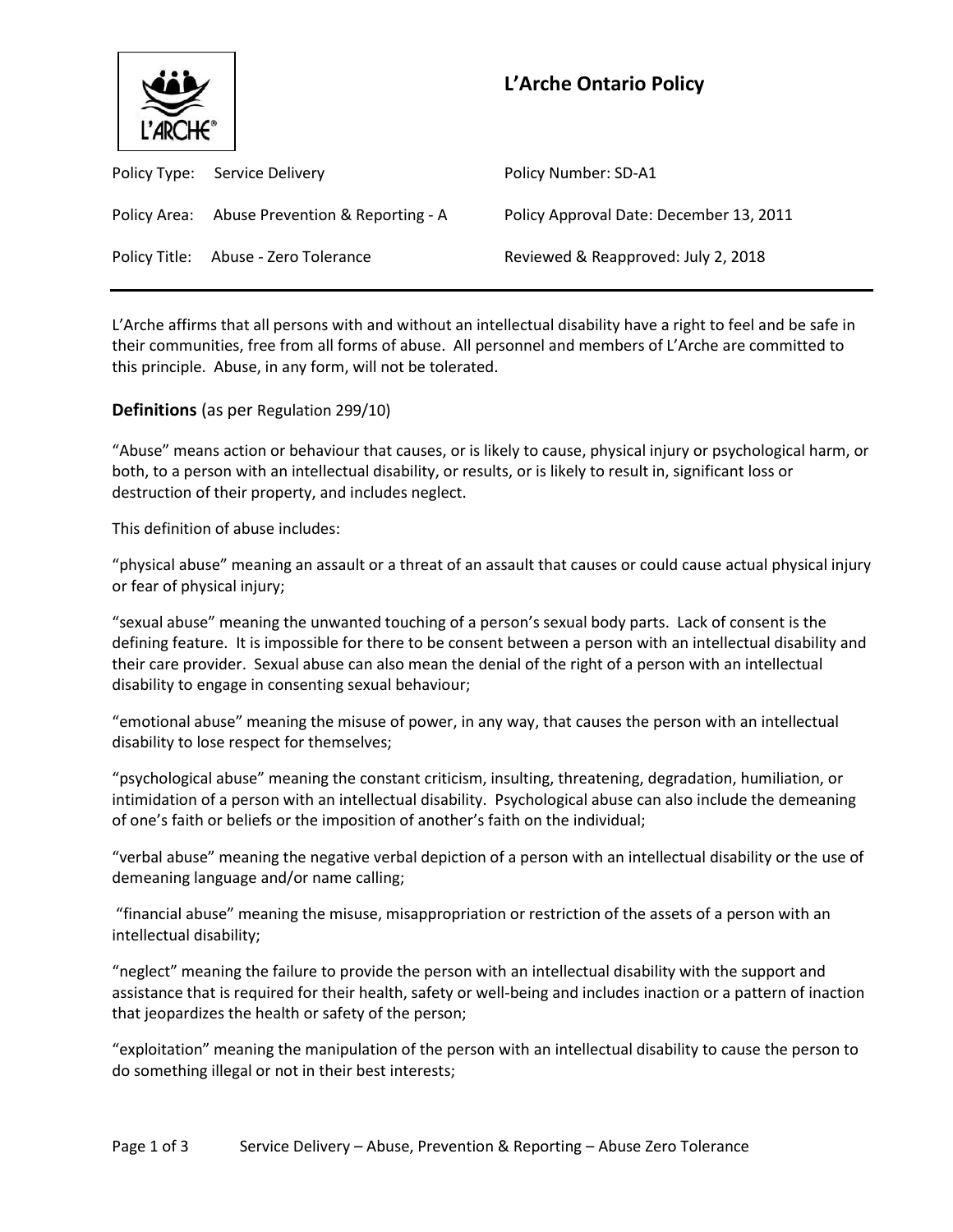# L'Arche Ontario Policy

| | |
|---|---|
| Policy Type: Service Delivery | Policy Number: SD-A1 |
| Policy Area: Abuse Prevention & Reporting - A | Policy Approval Date: December 13, 2011 |
| Policy Title: Abuse - Zero Tolerance | Reviewed & Reapproved: July 2, 2018 |

L'Arche affirms that all persons with and without an intellectual disability have a right to feel and be safe in their communities, free from all forms of abuse. All personnel and members of L'Arche are committed to this principle. Abuse, in any form, will not be tolerated.

**Definitions** (as per Regulation 299/10)

"Abuse" means action or behaviour that causes, or is likely to cause, physical injury or psychological harm, or both, to a person with an intellectual disability, or results, or is likely to result in, significant loss or destruction of their property, and includes neglect.

This definition of abuse includes:

"physical abuse" meaning an assault or a threat of an assault that causes or could cause actual physical injury or fear of physical injury;

"sexual abuse" meaning the unwanted touching of a person's sexual body parts. Lack of consent is the defining feature. It is impossible for there to be consent between a person with an intellectual disability and their care provider. Sexual abuse can also mean the denial of the right of a person with an intellectual disability to engage in consenting sexual behaviour;

"emotional abuse" meaning the misuse of power, in any way, that causes the person with an intellectual disability to lose respect for themselves;

"psychological abuse" meaning the constant criticism, insulting, threatening, degradation, humiliation, or intimidation of a person with an intellectual disability. Psychological abuse can also include the demeaning of one's faith or beliefs or the imposition of another's faith on the individual;

"verbal abuse" meaning the negative verbal depiction of a person with an intellectual disability or the use of demeaning language and/or name calling;

"financial abuse" meaning the misuse, misappropriation or restriction of the assets of a person with an intellectual disability;

"neglect" meaning the failure to provide the person with an intellectual disability with the support and assistance that is required for their health, safety or well-being and includes inaction or a pattern of inaction that jeopardizes the health or safety of the person;

"exploitation" meaning the manipulation of the person with an intellectual disability to cause the person to do something illegal or not in their best interests;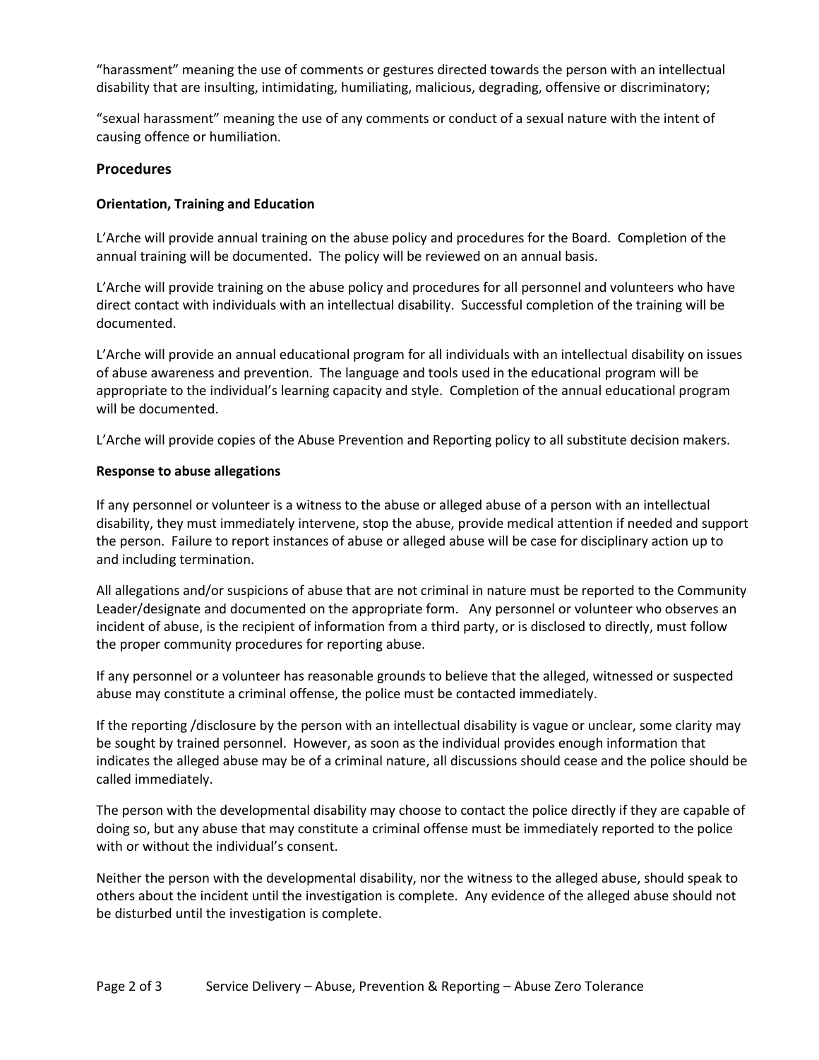"harassment" meaning the use of comments or gestures directed towards the person with an intellectual disability that are insulting, intimidating, humiliating, malicious, degrading, offensive or discriminatory;

"sexual harassment" meaning the use of any comments or conduct of a sexual nature with the intent of causing offence or humiliation.

## Procedures

### Orientation, Training and Education

L'Arche will provide annual training on the abuse policy and procedures for the Board. Completion of the annual training will be documented. The policy will be reviewed on an annual basis.

L'Arche will provide training on the abuse policy and procedures for all personnel and volunteers who have direct contact with individuals with an intellectual disability. Successful completion of the training will be documented.

L'Arche will provide an annual educational program for all individuals with an intellectual disability on issues of abuse awareness and prevention. The language and tools used in the educational program will be appropriate to the individual's learning capacity and style. Completion of the annual educational program will be documented.

L'Arche will provide copies of the Abuse Prevention and Reporting policy to all substitute decision makers.

### Response to abuse allegations

If any personnel or volunteer is a witness to the abuse or alleged abuse of a person with an intellectual disability, they must immediately intervene, stop the abuse, provide medical attention if needed and support the person. Failure to report instances of abuse or alleged abuse will be case for disciplinary action up to and including termination.

All allegations and/or suspicions of abuse that are not criminal in nature must be reported to the Community Leader/designate and documented on the appropriate form. Any personnel or volunteer who observes an incident of abuse, is the recipient of information from a third party, or is disclosed to directly, must follow the proper community procedures for reporting abuse.

If any personnel or a volunteer has reasonable grounds to believe that the alleged, witnessed or suspected abuse may constitute a criminal offense, the police must be contacted immediately.

If the reporting /disclosure by the person with an intellectual disability is vague or unclear, some clarity may be sought by trained personnel. However, as soon as the individual provides enough information that indicates the alleged abuse may be of a criminal nature, all discussions should cease and the police should be called immediately.

The person with the developmental disability may choose to contact the police directly if they are capable of doing so, but any abuse that may constitute a criminal offense must be immediately reported to the police with or without the individual's consent.

Neither the person with the developmental disability, nor the witness to the alleged abuse, should speak to others about the incident until the investigation is complete. Any evidence of the alleged abuse should not be disturbed until the investigation is complete.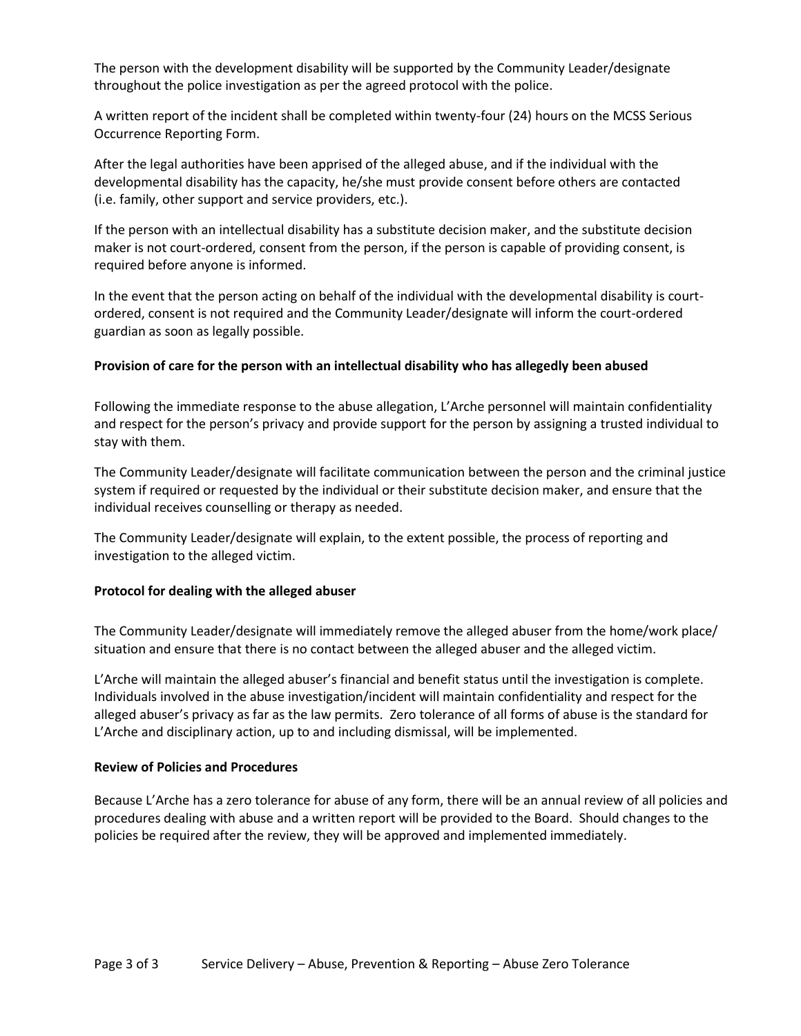The person with the development disability will be supported by the Community Leader/designate throughout the police investigation as per the agreed protocol with the police.

A written report of the incident shall be completed within twenty-four (24) hours on the MCSS Serious Occurrence Reporting Form.

After the legal authorities have been apprised of the alleged abuse, and if the individual with the developmental disability has the capacity, he/she must provide consent before others are contacted (i.e. family, other support and service providers, etc.).

If the person with an intellectual disability has a substitute decision maker, and the substitute decision maker is not court-ordered, consent from the person, if the person is capable of providing consent, is required before anyone is informed.

In the event that the person acting on behalf of the individual with the developmental disability is court-ordered, consent is not required and the Community Leader/designate will inform the court-ordered guardian as soon as legally possible.

**Provision of care for the person with an intellectual disability who has allegedly been abused**

Following the immediate response to the abuse allegation, L'Arche personnel will maintain confidentiality and respect for the person's privacy and provide support for the person by assigning a trusted individual to stay with them.

The Community Leader/designate will facilitate communication between the person and the criminal justice system if required or requested by the individual or their substitute decision maker, and ensure that the individual receives counselling or therapy as needed.

The Community Leader/designate will explain, to the extent possible, the process of reporting and investigation to the alleged victim.

**Protocol for dealing with the alleged abuser**

The Community Leader/designate will immediately remove the alleged abuser from the home/work place/ situation and ensure that there is no contact between the alleged abuser and the alleged victim.

L'Arche will maintain the alleged abuser's financial and benefit status until the investigation is complete. Individuals involved in the abuse investigation/incident will maintain confidentiality and respect for the alleged abuser's privacy as far as the law permits. Zero tolerance of all forms of abuse is the standard for L'Arche and disciplinary action, up to and including dismissal, will be implemented.

**Review of Policies and Procedures**

Because L'Arche has a zero tolerance for abuse of any form, there will be an annual review of all policies and procedures dealing with abuse and a written report will be provided to the Board. Should changes to the policies be required after the review, they will be approved and implemented immediately.